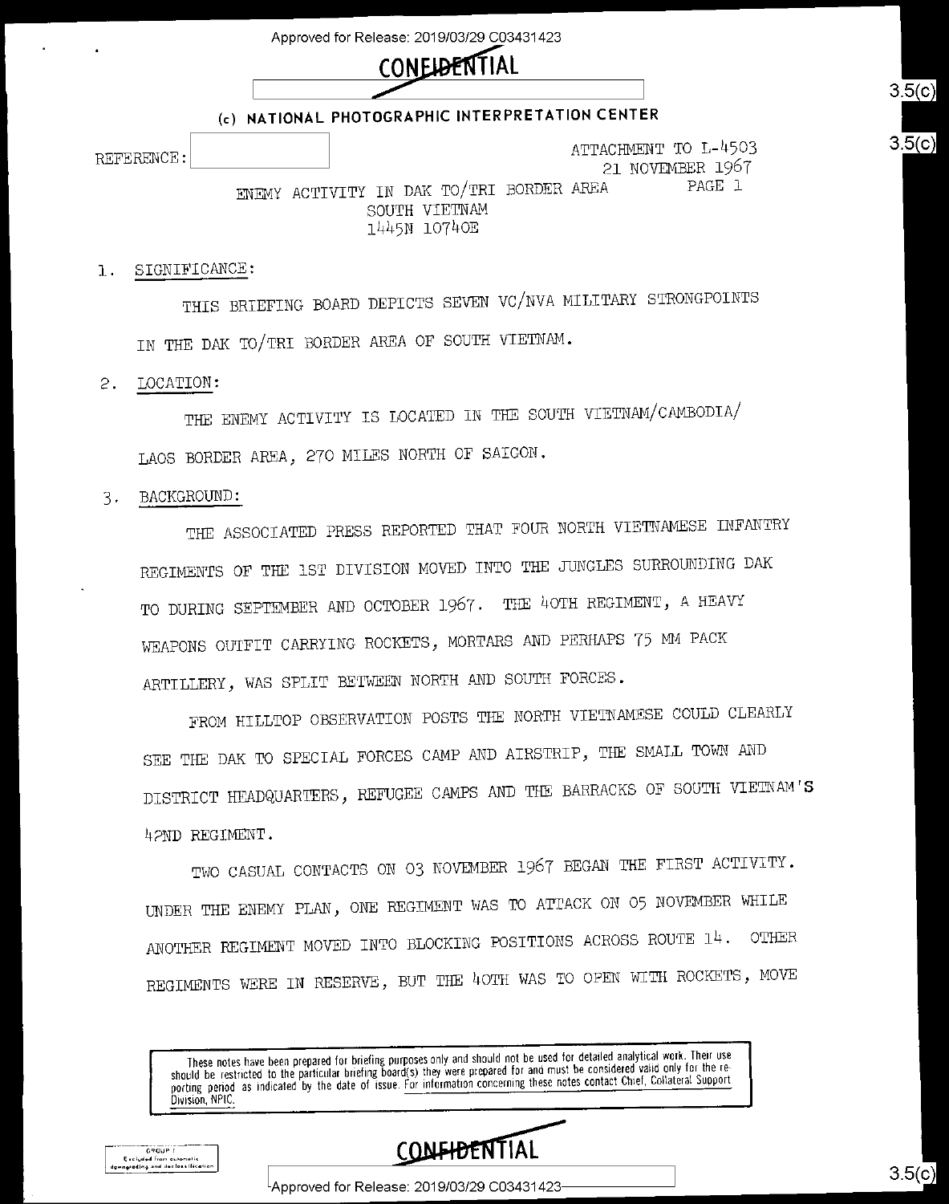CONFIDENTIAL

(c) NATIONAL PHOTOGRAPHIC INTERPRETATION CENTER

REFERENCE:

ATTACHMENT TO L-4503
21 NOVEMBER 1967
PAGE 1

ENEMY ACTIVITY IN DAK TO/TRI BORDER AREA
SOUTH VIETNAM
1445N 10740E

1. SIGNIFICANCE:

THIS BRIEFING BOARD DEPICTS SEVEN VC/NVA MILITARY STRONGPOINTS IN THE DAK TO/TRI BORDER AREA OF SOUTH VIETNAM.

2. LOCATION:

THE ENEMY ACTIVITY IS LOCATED IN THE SOUTH VIETNAM/CAMBODIA/LAOS BORDER AREA, 270 MILES NORTH OF SAIGON.

3. BACKGROUND:

THE ASSOCIATED PRESS REPORTED THAT FOUR NORTH VIETNAMESE INFANTRY REGIMENTS OF THE 1ST DIVISION MOVED INTO THE JUNGLES SURROUNDING DAK TO DURING SEPTEMBER AND OCTOBER 1967. THE 40TH REGIMENT, A HEAVY WEAPONS OUTFIT CARRYING ROCKETS, MORTARS AND PERHAPS 75 MM PACK ARTILLERY, WAS SPLIT BETWEEN NORTH AND SOUTH FORCES.

FROM HILLTOP OBSERVATION POSTS THE NORTH VIETNAMESE COULD CLEARLY SEE THE DAK TO SPECIAL FORCES CAMP AND AIRSTRIP, THE SMALL TOWN AND DISTRICT HEADQUARTERS, REFUGEE CAMPS AND THE BARRACKS OF SOUTH VIETNAM'S 42ND REGIMENT.

TWO CASUAL CONTACTS ON 03 NOVEMBER 1967 BEGAN THE FIRST ACTIVITY. UNDER THE ENEMY PLAN, ONE REGIMENT WAS TO ATTACK ON 05 NOVEMBER WHILE ANOTHER REGIMENT MOVED INTO BLOCKING POSITIONS ACROSS ROUTE 14. OTHER REGIMENTS WERE IN RESERVE, BUT THE 40TH WAS TO OPEN WITH ROCKETS, MOVE

These notes have been prepared for briefing purposes only and should not be used for detailed analytical work. Their use should be restricted to the particular briefing board(s) they were prepared for and must be considered valid only for the reporting period as indicated by the date of issue. For information concerning these notes contact Chief, Collateral Support Division, NPIC.

GROUP 1
Excluded from automatic downgrading and declassification

CONFIDENTIAL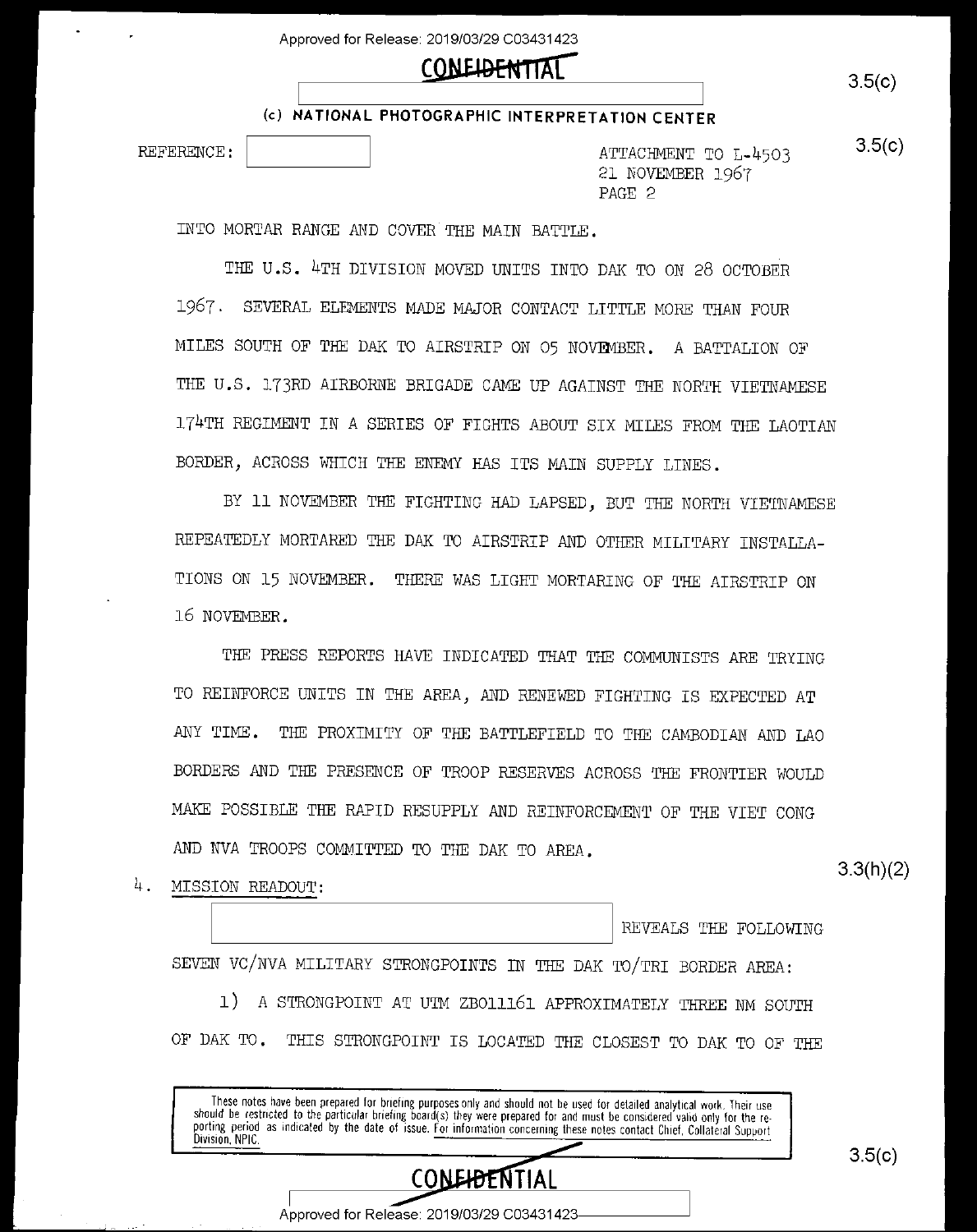CONFIDENTIAL

3.5(c)

(c) NATIONAL PHOTOGRAPHIC INTERPRETATION CENTER

REFERENCE:

ATTACHMENT TO L-4503
21 NOVEMBER 1967
PAGE 2

3.5(c)

INTO MORTAR RANGE AND COVER THE MAIN BATTLE.

THE U.S. 4TH DIVISION MOVED UNITS INTO DAK TO ON 28 OCTOBER 1967. SEVERAL ELEMENTS MADE MAJOR CONTACT LITTLE MORE THAN FOUR MILES SOUTH OF THE DAK TO AIRSTRIP ON 05 NOVEMBER. A BATTALION OF THE U.S. 173RD AIRBORNE BRIGADE CAME UP AGAINST THE NORTH VIETNAMESE 174TH REGIMENT IN A SERIES OF FIGHTS ABOUT SIX MILES FROM THE LAOTIAN BORDER, ACROSS WHICH THE ENEMY HAS ITS MAIN SUPPLY LINES.

BY 11 NOVEMBER THE FIGHTING HAD LAPSED, BUT THE NORTH VIETNAMESE REPEATEDLY MORTARED THE DAK TO AIRSTRIP AND OTHER MILITARY INSTALLATIONS ON 15 NOVEMBER. THERE WAS LIGHT MORTARING OF THE AIRSTRIP ON 16 NOVEMBER.

THE PRESS REPORTS HAVE INDICATED THAT THE COMMUNISTS ARE TRYING TO REINFORCE UNITS IN THE AREA, AND RENEWED FIGHTING IS EXPECTED AT ANY TIME. THE PROXIMITY OF THE BATTLEFIELD TO THE CAMBODIAN AND LAO BORDERS AND THE PRESENCE OF TROOP RESERVES ACROSS THE FRONTIER WOULD MAKE POSSIBLE THE RAPID RESUPPLY AND REINFORCEMENT OF THE VIET CONG AND NVA TROOPS COMMITTED TO THE DAK TO AREA.

3.3(h)(2)

4. MISSION READOUT:

REVEALS THE FOLLOWING SEVEN VC/NVA MILITARY STRONGPOINTS IN THE DAK TO/TRI BORDER AREA:

1) A STRONGPOINT AT UTM ZB011161 APPROXIMATELY THREE NM SOUTH OF DAK TO. THIS STRONGPOINT IS LOCATED THE CLOSEST TO DAK TO OF THE

These notes have been prepared for briefing purposes only and should not be used for detailed analytical work. Their use should be restricted to the particular briefing board(s) they were prepared for and must be considered valid only for the reporting period as indicated by the date of issue. For information concerning these notes contact Chief, Collateral Support Division, NPIC.

3.5(c)

CONFIDENTIAL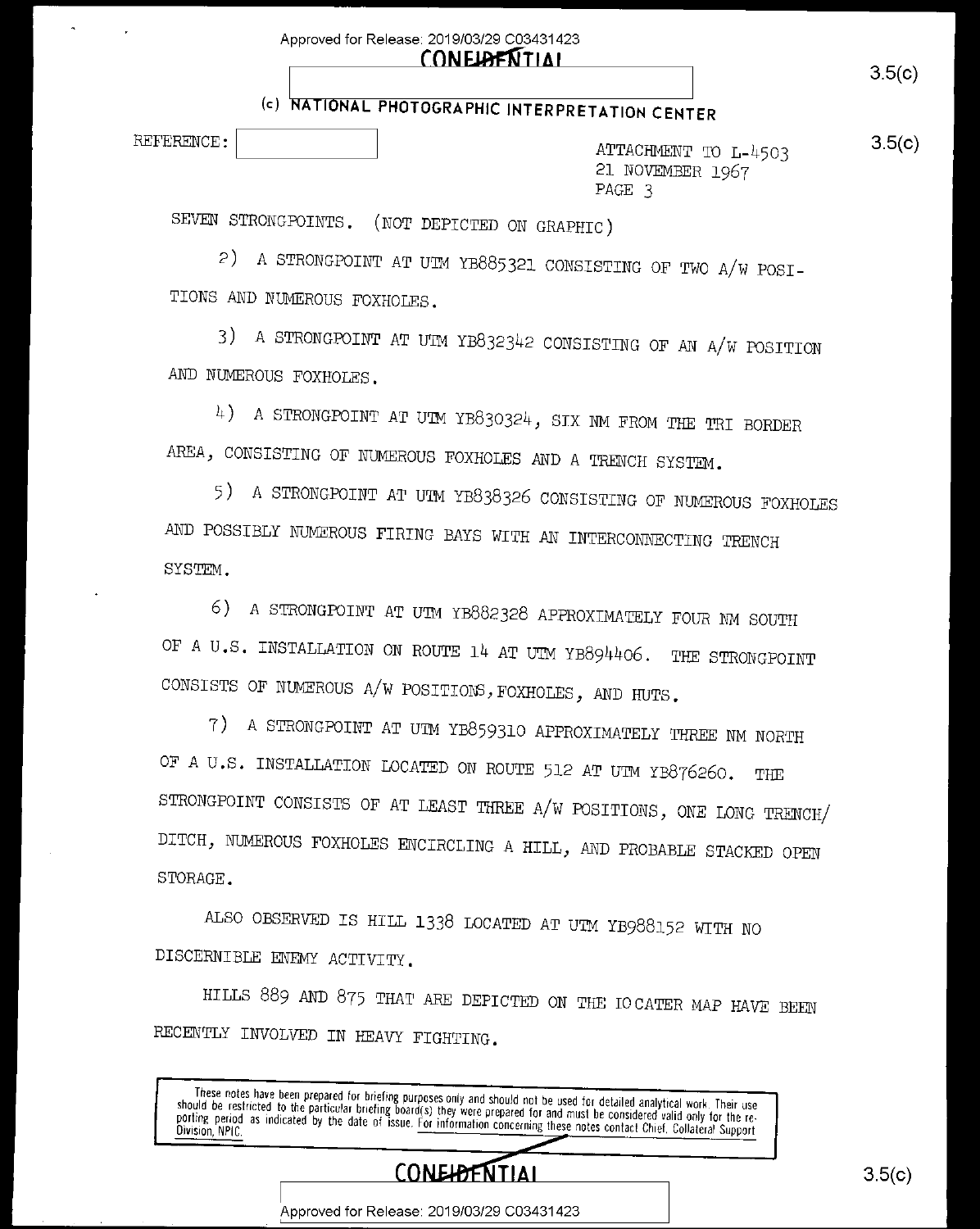CONFIDENTIAL

(c) NATIONAL PHOTOGRAPHIC INTERPRETATION CENTER

REFERENCE:

ATTACHMENT TO L-4503
21 NOVEMBER 1967
PAGE 3

SEVEN STRONGPOINTS. (NOT DEPICTED ON GRAPHIC)

2) A STRONGPOINT AT UTM YB885321 CONSISTING OF TWO A/W POSITIONS AND NUMEROUS FOXHOLES.

3) A STRONGPOINT AT UTM YB832342 CONSISTING OF AN A/W POSITION AND NUMEROUS FOXHOLES.

4) A STRONGPOINT AT UTM YB830324, SIX NM FROM THE TRI BORDER AREA, CONSISTING OF NUMEROUS FOXHOLES AND A TRENCH SYSTEM.

5) A STRONGPOINT AT UTM YB838326 CONSISTING OF NUMEROUS FOXHOLES AND POSSIBLY NUMEROUS FIRING BAYS WITH AN INTERCONNECTING TRENCH SYSTEM.

6) A STRONGPOINT AT UTM YB882328 APPROXIMATELY FOUR NM SOUTH OF A U.S. INSTALLATION ON ROUTE 14 AT UTM YB894406. THE STRONGPOINT CONSISTS OF NUMEROUS A/W POSITIONS, FOXHOLES, AND HUTS.

7) A STRONGPOINT AT UTM YB859310 APPROXIMATELY THREE NM NORTH OF A U.S. INSTALLATION LOCATED ON ROUTE 512 AT UTM YB876260. THE STRONGPOINT CONSISTS OF AT LEAST THREE A/W POSITIONS, ONE LONG TRENCH/DITCH, NUMEROUS FOXHOLES ENCIRCLING A HILL, AND PROBABLE STACKED OPEN STORAGE.

ALSO OBSERVED IS HILL 1338 LOCATED AT UTM YB988152 WITH NO DISCERNIBLE ENEMY ACTIVITY.

HILLS 889 AND 875 THAT ARE DEPICTED ON THE LOCATER MAP HAVE BEEN RECENTLY INVOLVED IN HEAVY FIGHTING.

These notes have been prepared for briefing purposes only and should not be used for detailed analytical work. Their use should be restricted to the particular briefing board(s) they were prepared for and must be considered valid only for the reporting period as indicated by the date of issue. For information concerning these notes contact Chief, Collateral Support Division, NPIC.

CONFIDENTIAL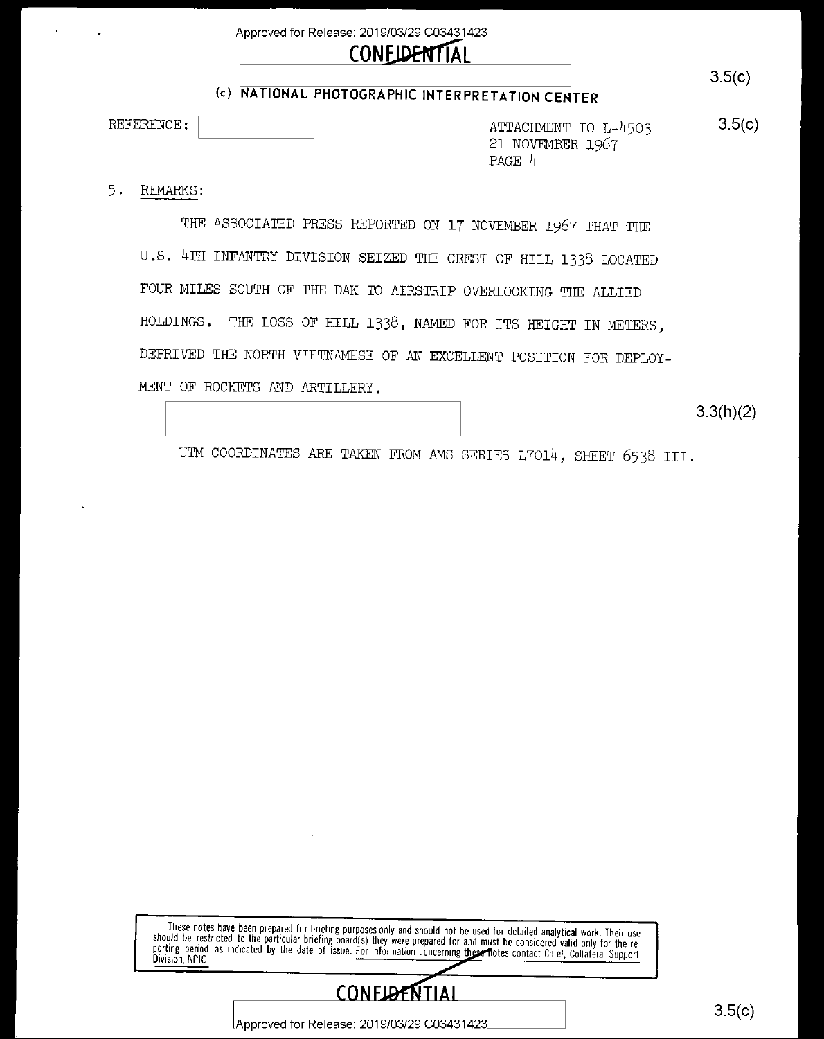CONFIDENTIAL

(c) NATIONAL PHOTOGRAPHIC INTERPRETATION CENTER

3.5(c)

REFERENCE:

ATTACHMENT TO L-4503
21 NOVEMBER 1967
PAGE 4

3.5(c)

5. REMARKS:

THE ASSOCIATED PRESS REPORTED ON 17 NOVEMBER 1967 THAT THE U.S. 4TH INFANTRY DIVISION SEIZED THE CREST OF HILL 1338 LOCATED FOUR MILES SOUTH OF THE DAK TO AIRSTRIP OVERLOOKING THE ALLIED HOLDINGS. THE LOSS OF HILL 1338, NAMED FOR ITS HEIGHT IN METERS, DEPRIVED THE NORTH VIETNAMESE OF AN EXCELLENT POSITION FOR DEPLOYMENT OF ROCKETS AND ARTILLERY.

3.3(h)(2)

UTM COORDINATES ARE TAKEN FROM AMS SERIES L7014, SHEET 6538 III.

These notes have been prepared for briefing purposes only and should not be used for detailed analytical work. Their use should be restricted to the particular briefing board(s) they were prepared for and must be considered valid only for the reporting period as indicated by the date of issue. For information concerning these notes contact Chief, Collateral Support Division, NPIC.

CONFIDENTIAL

3.5(c)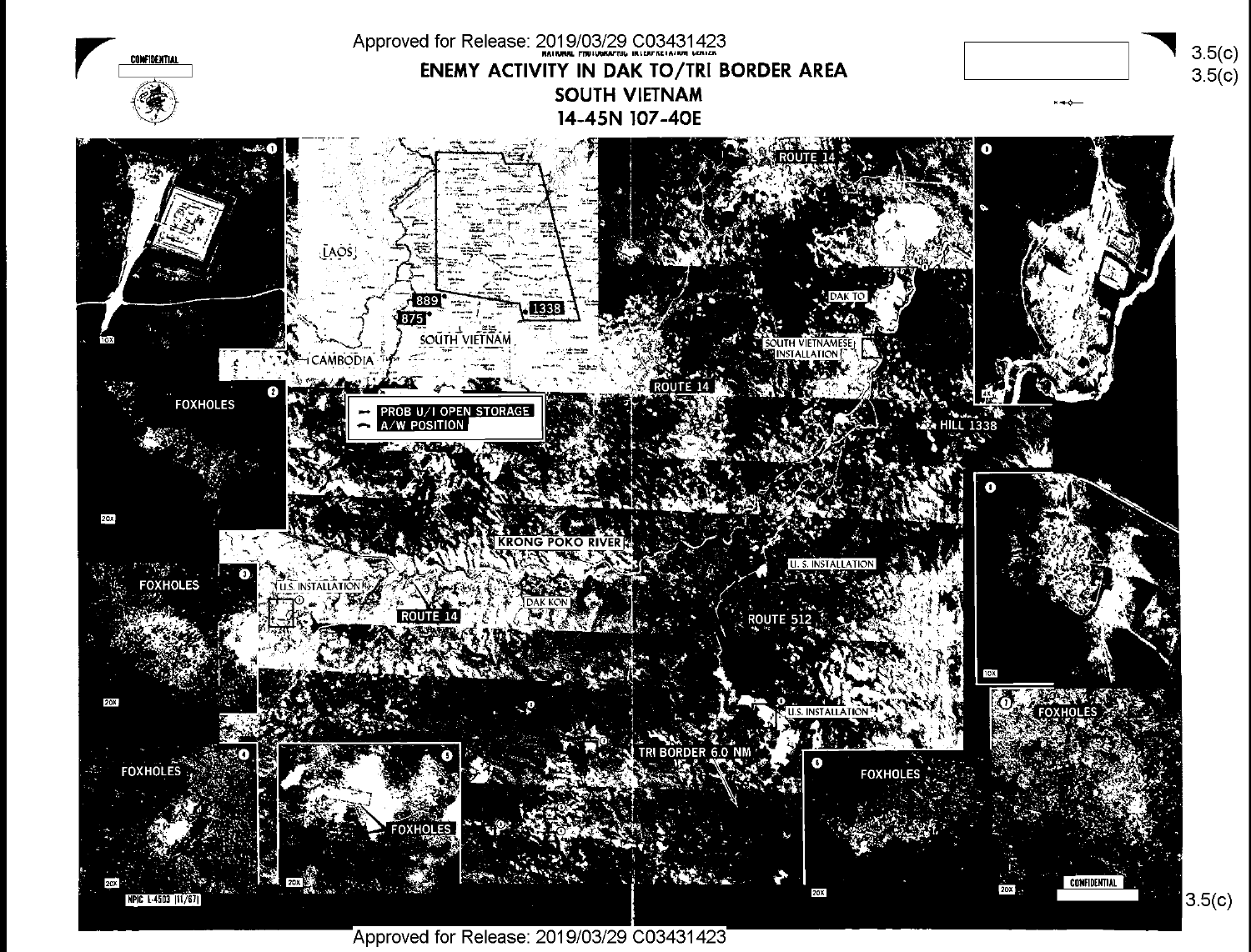CONFIDENTIAL

NATIONAL PHOTOGRAPHIC INTERPRETATION CENTER

# ENEMY ACTIVITY IN DAK TO/TRI BORDER AREA

## SOUTH VIETNAM

## 14-45N 107-40E

3.5(c)

3.5(c)

1

10X

2

FOXHOLES

20X

3

FOXHOLES

20X

4

FOXHOLES

20X

5

FOXHOLES

20X

LAOS

889

875

1338

SOUTH VIETNAM

CAMBODIA

PROB U/I OPEN STORAGE

A/W POSITION

ROUTE 14

DAK TO

SOUTH VIETNAMESE INSTALLATION

ROUTE 14

HILL 1338

KRONG POKO RIVER

U.S. INSTALLATION

ROUTE 14

DAK KON

U. S. INSTALLATION

ROUTE 512

U.S. INSTALLATION

TRI BORDER 6.0 NM

6

10X

7

FOXHOLES

20X

8

10X

9

FOXHOLES

20X

NPIC L-4503 (11/67)

CONFIDENTIAL

3.5(c)